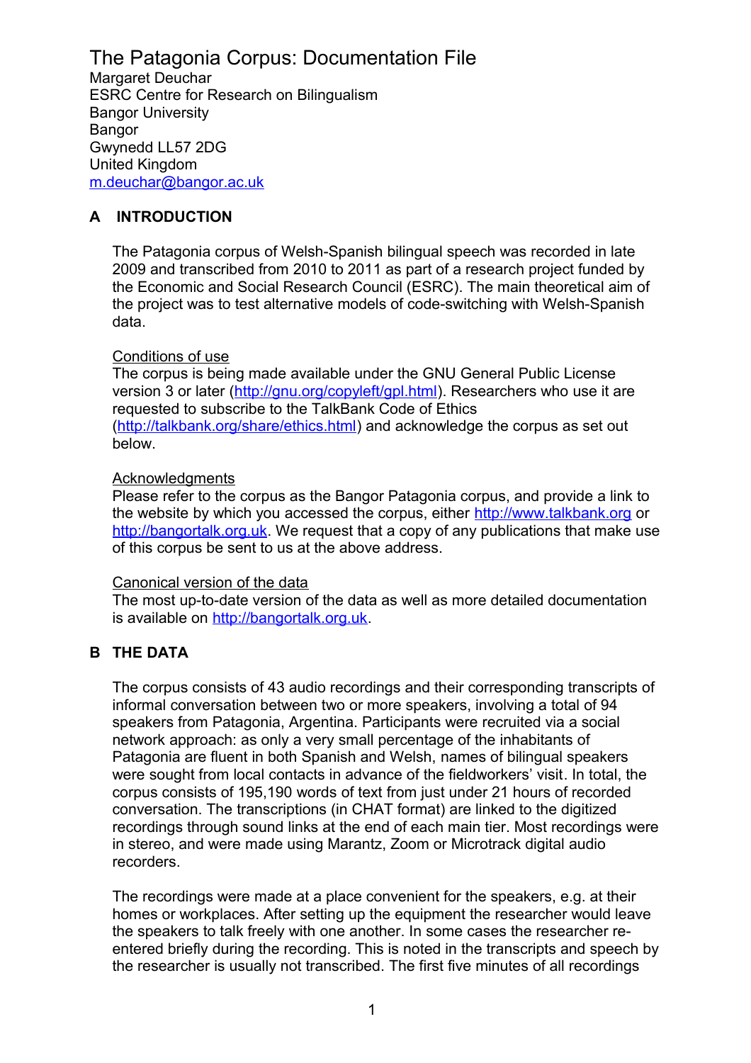# The Patagonia Corpus: Documentation File

Margaret Deuchar
ESRC Centre for Research on Bilingualism
Bangor University
Bangor
Gwynedd LL57 2DG
United Kingdom
m.deuchar@bangor.ac.uk

## A INTRODUCTION

The Patagonia corpus of Welsh-Spanish bilingual speech was recorded in late 2009 and transcribed from 2010 to 2011 as part of a research project funded by the Economic and Social Research Council (ESRC). The main theoretical aim of the project was to test alternative models of code-switching with Welsh-Spanish data.

### Conditions of use

The corpus is being made available under the GNU General Public License version 3 or later (http://gnu.org/copyleft/gpl.html). Researchers who use it are requested to subscribe to the TalkBank Code of Ethics (http://talkbank.org/share/ethics.html) and acknowledge the corpus as set out below.

### Acknowledgments

Please refer to the corpus as the Bangor Patagonia corpus, and provide a link to the website by which you accessed the corpus, either http://www.talkbank.org or http://bangortalk.org.uk. We request that a copy of any publications that make use of this corpus be sent to us at the above address.

### Canonical version of the data

The most up-to-date version of the data as well as more detailed documentation is available on http://bangortalk.org.uk.

## B THE DATA

The corpus consists of 43 audio recordings and their corresponding transcripts of informal conversation between two or more speakers, involving a total of 94 speakers from Patagonia, Argentina. Participants were recruited via a social network approach: as only a very small percentage of the inhabitants of Patagonia are fluent in both Spanish and Welsh, names of bilingual speakers were sought from local contacts in advance of the fieldworkers' visit. In total, the corpus consists of 195,190 words of text from just under 21 hours of recorded conversation. The transcriptions (in CHAT format) are linked to the digitized recordings through sound links at the end of each main tier. Most recordings were in stereo, and were made using Marantz, Zoom or Microtrack digital audio recorders.

The recordings were made at a place convenient for the speakers, e.g. at their homes or workplaces. After setting up the equipment the researcher would leave the speakers to talk freely with one another. In some cases the researcher re-entered briefly during the recording. This is noted in the transcripts and speech by the researcher is usually not transcribed. The first five minutes of all recordings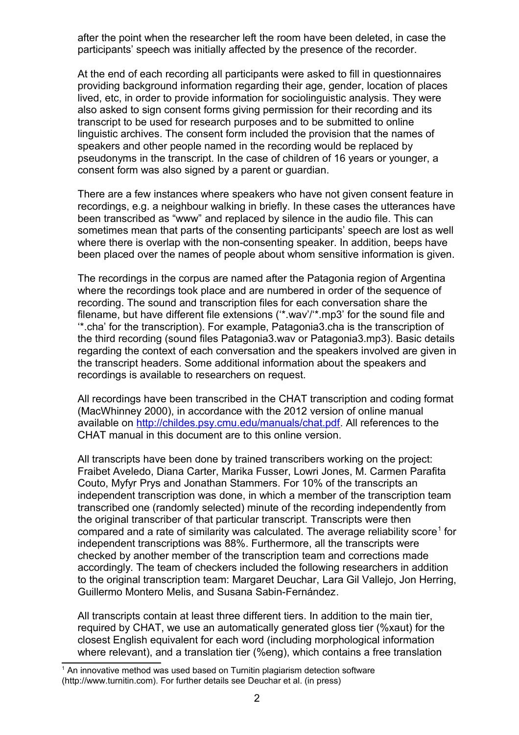after the point when the researcher left the room have been deleted, in case the participants' speech was initially affected by the presence of the recorder.

At the end of each recording all participants were asked to fill in questionnaires providing background information regarding their age, gender, location of places lived, etc, in order to provide information for sociolinguistic analysis. They were also asked to sign consent forms giving permission for their recording and its transcript to be used for research purposes and to be submitted to online linguistic archives. The consent form included the provision that the names of speakers and other people named in the recording would be replaced by pseudonyms in the transcript. In the case of children of 16 years or younger, a consent form was also signed by a parent or guardian.

There are a few instances where speakers who have not given consent feature in recordings, e.g. a neighbour walking in briefly. In these cases the utterances have been transcribed as "www" and replaced by silence in the audio file. This can sometimes mean that parts of the consenting participants' speech are lost as well where there is overlap with the non-consenting speaker. In addition, beeps have been placed over the names of people about whom sensitive information is given.

The recordings in the corpus are named after the Patagonia region of Argentina where the recordings took place and are numbered in order of the sequence of recording. The sound and transcription files for each conversation share the filename, but have different file extensions ('*.wav'/'*.mp3' for the sound file and '*.cha' for the transcription). For example, Patagonia3.cha is the transcription of the third recording (sound files Patagonia3.wav or Patagonia3.mp3). Basic details regarding the context of each conversation and the speakers involved are given in the transcript headers. Some additional information about the speakers and recordings is available to researchers on request.

All recordings have been transcribed in the CHAT transcription and coding format (MacWhinney 2000), in accordance with the 2012 version of online manual available on http://childes.psy.cmu.edu/manuals/chat.pdf. All references to the CHAT manual in this document are to this online version.

All transcripts have been done by trained transcribers working on the project: Fraibet Aveledo, Diana Carter, Marika Fusser, Lowri Jones, M. Carmen Parafita Couto, Myfyr Prys and Jonathan Stammers. For 10% of the transcripts an independent transcription was done, in which a member of the transcription team transcribed one (randomly selected) minute of the recording independently from the original transcriber of that particular transcript. Transcripts were then compared and a rate of similarity was calculated. The average reliability score[1] for independent transcriptions was 88%. Furthermore, all the transcripts were checked by another member of the transcription team and corrections made accordingly. The team of checkers included the following researchers in addition to the original transcription team: Margaret Deuchar, Lara Gil Vallejo, Jon Herring, Guillermo Montero Melis, and Susana Sabin-Fernández.

All transcripts contain at least three different tiers. In addition to the main tier, required by CHAT, we use an automatically generated gloss tier (%xaut) for the closest English equivalent for each word (including morphological information where relevant), and a translation tier (%eng), which contains a free translation

[1] An innovative method was used based on Turnitin plagiarism detection software (http://www.turnitin.com). For further details see Deuchar et al. (in press)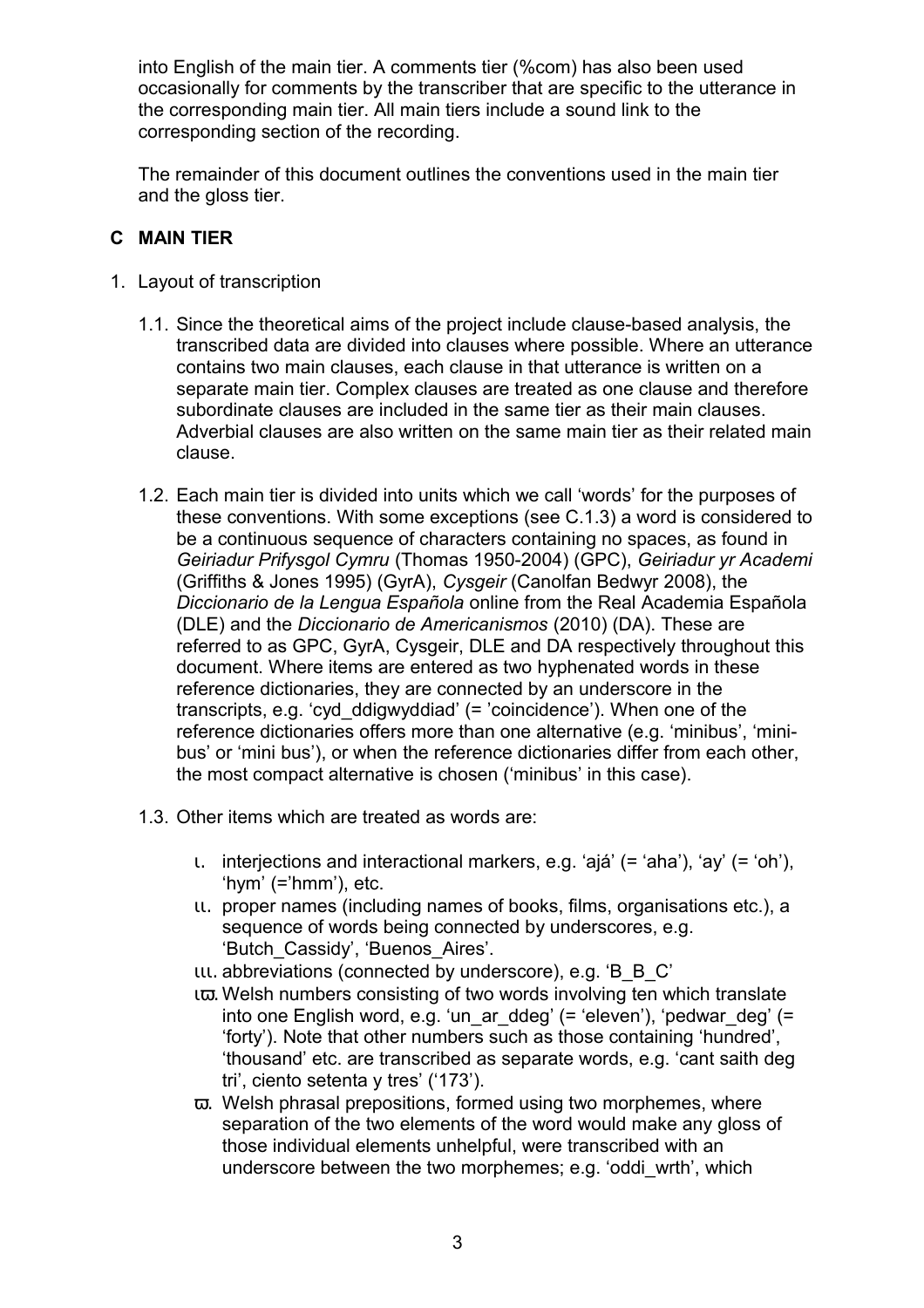into English of the main tier. A comments tier (%com) has also been used occasionally for comments by the transcriber that are specific to the utterance in the corresponding main tier. All main tiers include a sound link to the corresponding section of the recording.

The remainder of this document outlines the conventions used in the main tier and the gloss tier.

## C MAIN TIER

1. Layout of transcription

   1.1. Since the theoretical aims of the project include clause-based analysis, the transcribed data are divided into clauses where possible. Where an utterance contains two main clauses, each clause in that utterance is written on a separate main tier. Complex clauses are treated as one clause and therefore subordinate clauses are included in the same tier as their main clauses. Adverbial clauses are also written on the same main tier as their related main clause.

   1.2. Each main tier is divided into units which we call 'words' for the purposes of these conventions. With some exceptions (see C.1.3) a word is considered to be a continuous sequence of characters containing no spaces, as found in *Geiriadur Prifysgol Cymru* (Thomas 1950-2004) (GPC), *Geiriadur yr Academi* (Griffiths & Jones 1995) (GyrA), *Cysgeir* (Canolfan Bedwyr 2008), the *Diccionario de la Lengua Española* online from the Real Academia Española (DLE) and the *Diccionario de Americanismos* (2010) (DA). These are referred to as GPC, GyrA, Cysgeir, DLE and DA respectively throughout this document. Where items are entered as two hyphenated words in these reference dictionaries, they are connected by an underscore in the transcripts, e.g. 'cyd_ddigwyddiad' (= 'coincidence'). When one of the reference dictionaries offers more than one alternative (e.g. 'minibus', 'mini-bus' or 'mini bus'), or when the reference dictionaries differ from each other, the most compact alternative is chosen ('minibus' in this case).

   1.3. Other items which are treated as words are:

      i. interjections and interactional markers, e.g. 'ajá' (= 'aha'), 'ay' (= 'oh'), 'hym' (='hmm'), etc.
      ii. proper names (including names of books, films, organisations etc.), a sequence of words being connected by underscores, e.g. 'Butch_Cassidy', 'Buenos_Aires'.
      iii. abbreviations (connected by underscore), e.g. 'B_B_C'
      iv. Welsh numbers consisting of two words involving ten which translate into one English word, e.g. 'un_ar_ddeg' (= 'eleven'), 'pedwar_deg' (= 'forty'). Note that other numbers such as those containing 'hundred', 'thousand' etc. are transcribed as separate words, e.g. 'cant saith deg tri', ciento setenta y tres' ('173').
      v. Welsh phrasal prepositions, formed using two morphemes, where separation of the two elements of the word would make any gloss of those individual elements unhelpful, were transcribed with an underscore between the two morphemes; e.g. 'oddi_wrth', which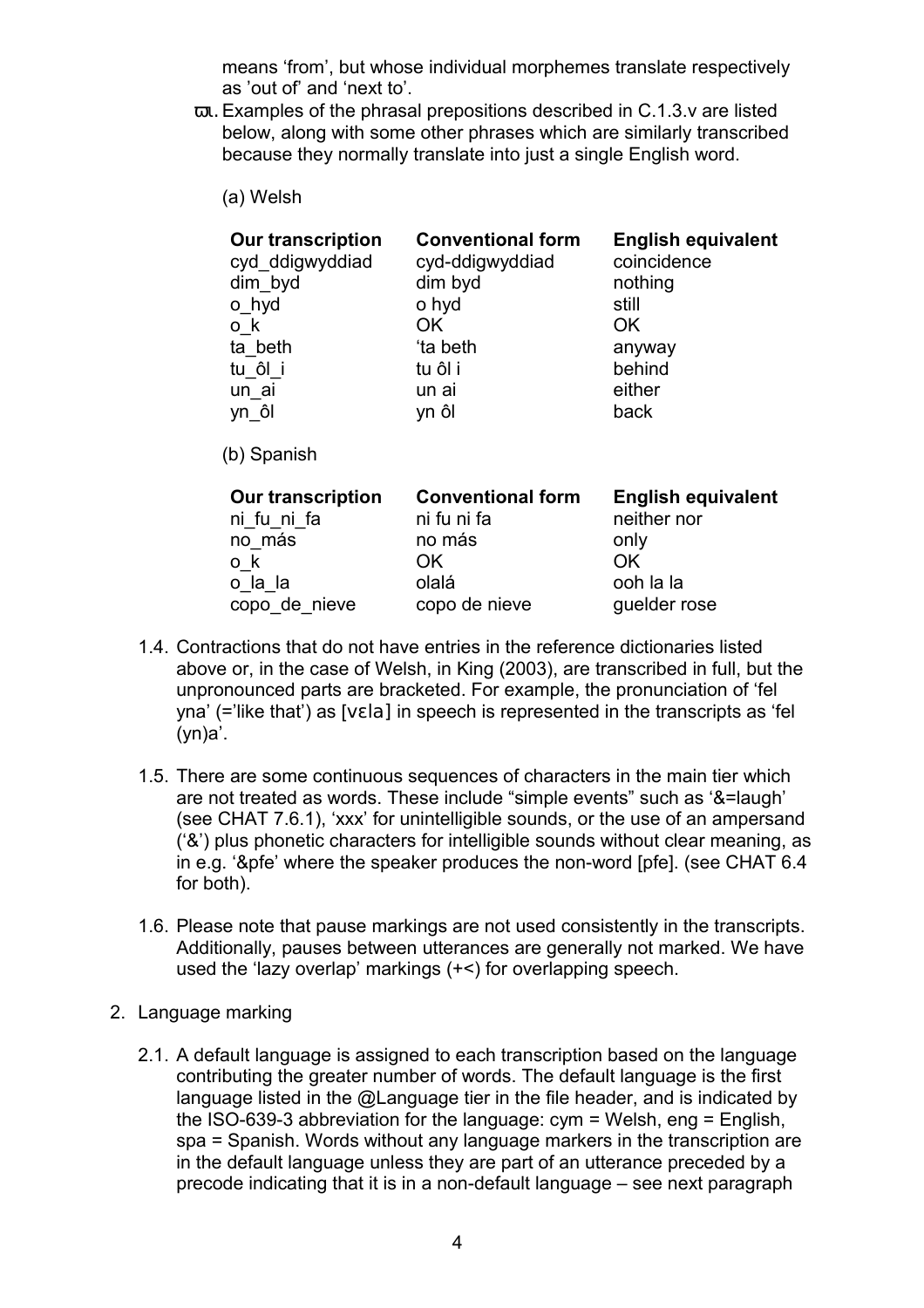means 'from', but whose individual morphemes translate respectively as 'out of' and 'next to'.

ϖι. Examples of the phrasal prepositions described in C.1.3.v are listed below, along with some other phrases which are similarly transcribed because they normally translate into just a single English word.

(a) Welsh

| Our transcription | Conventional form | English equivalent |
|---|---|---|
| cyd_ddigwyddiad | cyd-ddigwyddiad | coincidence |
| dim_byd | dim byd | nothing |
| o_hyd | o hyd | still |
| o_k | OK | OK |
| ta_beth | 'ta beth | anyway |
| tu_ôl_i | tu ôl i | behind |
| un_ai | un ai | either |
| yn_ôl | yn ôl | back |

(b) Spanish

| Our transcription | Conventional form | English equivalent |
|---|---|---|
| ni_fu_ni_fa | ni fu ni fa | neither nor |
| no_más | no más | only |
| o_k | OK | OK |
| o_la_la | olalá | ooh la la |
| copo_de_nieve | copo de nieve | guelder rose |

1.4. Contractions that do not have entries in the reference dictionaries listed above or, in the case of Welsh, in King (2003), are transcribed in full, but the unpronounced parts are bracketed. For example, the pronunciation of 'fel yna' (='like that') as [vɛla] in speech is represented in the transcripts as 'fel (yn)a'.

1.5. There are some continuous sequences of characters in the main tier which are not treated as words. These include "simple events" such as '&=laugh' (see CHAT 7.6.1), 'xxx' for unintelligible sounds, or the use of an ampersand ('&') plus phonetic characters for intelligible sounds without clear meaning, as in e.g. '&pfe' where the speaker produces the non-word [pfe]. (see CHAT 6.4 for both).

1.6. Please note that pause markings are not used consistently in the transcripts. Additionally, pauses between utterances are generally not marked. We have used the 'lazy overlap' markings (+<) for overlapping speech.

2. Language marking

2.1. A default language is assigned to each transcription based on the language contributing the greater number of words. The default language is the first language listed in the @Language tier in the file header, and is indicated by the ISO-639-3 abbreviation for the language: cym = Welsh, eng = English, spa = Spanish. Words without any language markers in the transcription are in the default language unless they are part of an utterance preceded by a precode indicating that it is in a non-default language – see next paragraph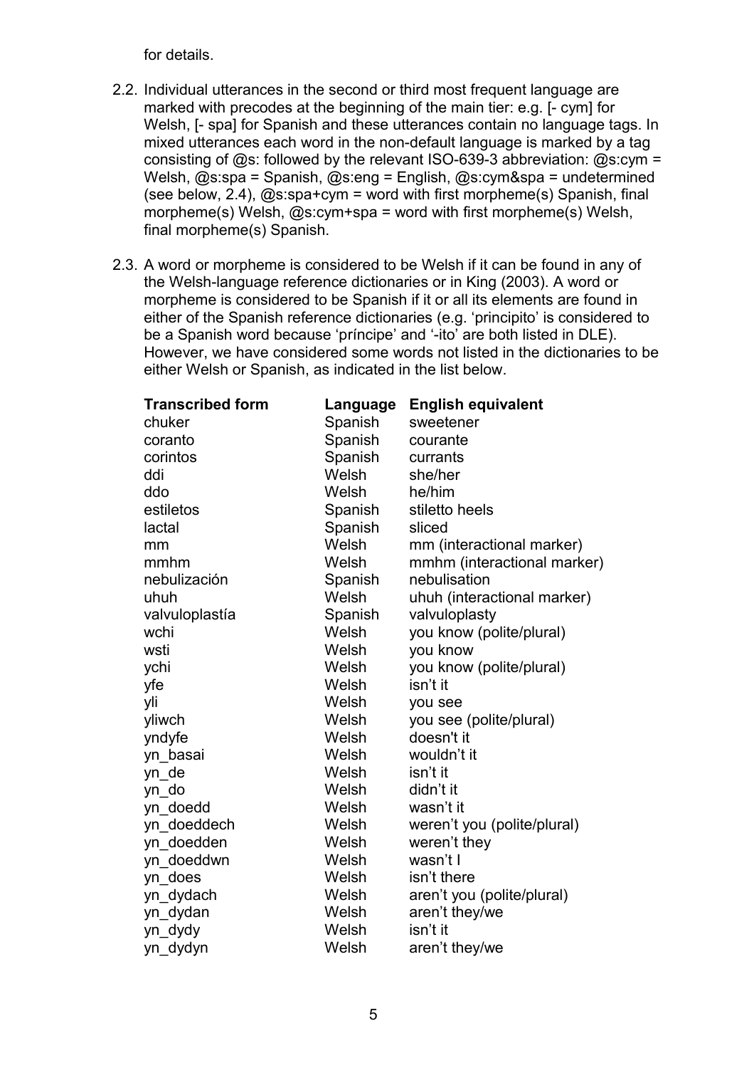for details.

2.2. Individual utterances in the second or third most frequent language are marked with precodes at the beginning of the main tier: e.g. [- cym] for Welsh, [- spa] for Spanish and these utterances contain no language tags. In mixed utterances each word in the non-default language is marked by a tag consisting of @s: followed by the relevant ISO-639-3 abbreviation: @s:cym = Welsh, @s:spa = Spanish, @s:eng = English, @s:cym&spa = undetermined (see below, 2.4), @s:spa+cym = word with first morpheme(s) Spanish, final morpheme(s) Welsh, @s:cym+spa = word with first morpheme(s) Welsh, final morpheme(s) Spanish.

2.3. A word or morpheme is considered to be Welsh if it can be found in any of the Welsh-language reference dictionaries or in King (2003). A word or morpheme is considered to be Spanish if it or all its elements are found in either of the Spanish reference dictionaries (e.g. 'principito' is considered to be a Spanish word because 'príncipe' and '-ito' are both listed in DLE). However, we have considered some words not listed in the dictionaries to be either Welsh or Spanish, as indicated in the list below.

| Transcribed form | Language | English equivalent |
|---|---|---|
| chuker | Spanish | sweetener |
| coranto | Spanish | courante |
| corintos | Spanish | currants |
| ddi | Welsh | she/her |
| ddo | Welsh | he/him |
| estiletos | Spanish | stiletto heels |
| lactal | Spanish | sliced |
| mm | Welsh | mm (interactional marker) |
| mmhm | Welsh | mmhm (interactional marker) |
| nebulización | Spanish | nebulisation |
| uhuh | Welsh | uhuh (interactional marker) |
| valvuloplastía | Spanish | valvuloplasty |
| wchi | Welsh | you know (polite/plural) |
| wsti | Welsh | you know |
| ychi | Welsh | you know (polite/plural) |
| yfe | Welsh | isn't it |
| yli | Welsh | you see |
| yliwch | Welsh | you see (polite/plural) |
| yndyfe | Welsh | doesn't it |
| yn_basai | Welsh | wouldn't it |
| yn_de | Welsh | isn't it |
| yn_do | Welsh | didn't it |
| yn_doedd | Welsh | wasn't it |
| yn_doeddech | Welsh | weren't you (polite/plural) |
| yn_doedden | Welsh | weren't they |
| yn_doeddwn | Welsh | wasn't I |
| yn_does | Welsh | isn't there |
| yn_dydach | Welsh | aren't you (polite/plural) |
| yn_dydan | Welsh | aren't they/we |
| yn_dydy | Welsh | isn't it |
| yn_dydyn | Welsh | aren't they/we |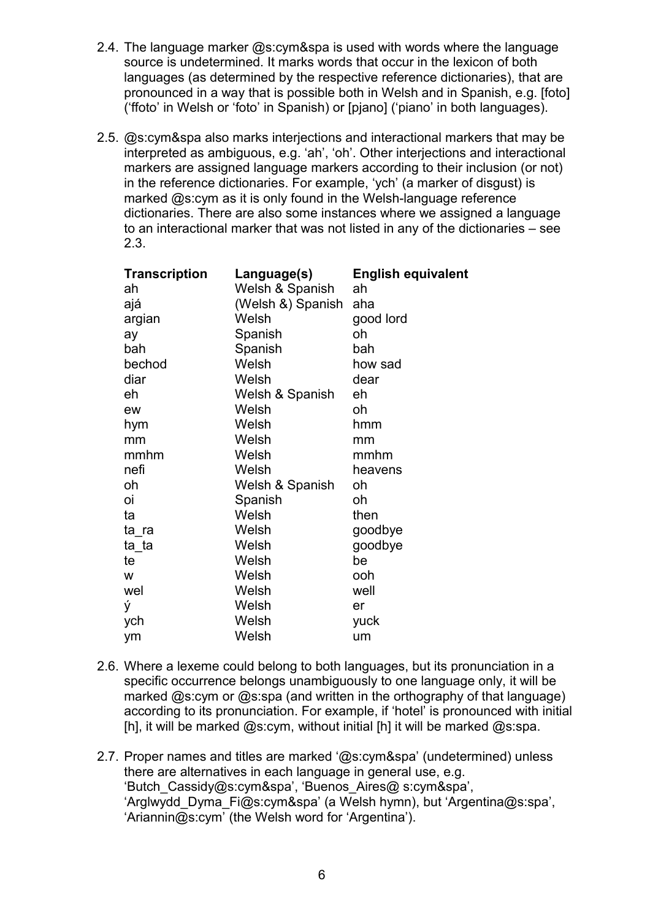2.4. The language marker @s:cym&spa is used with words where the language source is undetermined. It marks words that occur in the lexicon of both languages (as determined by the respective reference dictionaries), that are pronounced in a way that is possible both in Welsh and in Spanish, e.g. [foto] ('ffoto' in Welsh or 'foto' in Spanish) or [pjano] ('piano' in both languages).

2.5. @s:cym&spa also marks interjections and interactional markers that may be interpreted as ambiguous, e.g. 'ah', 'oh'. Other interjections and interactional markers are assigned language markers according to their inclusion (or not) in the reference dictionaries. For example, 'ych' (a marker of disgust) is marked @s:cym as it is only found in the Welsh-language reference dictionaries. There are also some instances where we assigned a language to an interactional marker that was not listed in any of the dictionaries – see 2.3.

| Transcription | Language(s) | English equivalent |
|---|---|---|
| ah | Welsh & Spanish | ah |
| ajá | (Welsh &) Spanish | aha |
| argian | Welsh | good lord |
| ay | Spanish | oh |
| bah | Spanish | bah |
| bechod | Welsh | how sad |
| diar | Welsh | dear |
| eh | Welsh & Spanish | eh |
| ew | Welsh | oh |
| hym | Welsh | hmm |
| mm | Welsh | mm |
| mmhm | Welsh | mmhm |
| nefi | Welsh | heavens |
| oh | Welsh & Spanish | oh |
| oi | Spanish | oh |
| ta | Welsh | then |
| ta_ra | Welsh | goodbye |
| ta_ta | Welsh | goodbye |
| te | Welsh | be |
| w | Welsh | ooh |
| wel | Welsh | well |
| ý | Welsh | er |
| ych | Welsh | yuck |
| ym | Welsh | um |

2.6. Where a lexeme could belong to both languages, but its pronunciation in a specific occurrence belongs unambiguously to one language only, it will be marked @s:cym or @s:spa (and written in the orthography of that language) according to its pronunciation. For example, if 'hotel' is pronounced with initial [h], it will be marked @s:cym, without initial [h] it will be marked @s:spa.

2.7. Proper names and titles are marked '@s:cym&spa' (undetermined) unless there are alternatives in each language in general use, e.g. 'Butch_Cassidy@s:cym&spa', 'Buenos_Aires@ s:cym&spa', 'Arglwydd_Dyma_Fi@s:cym&spa' (a Welsh hymn), but 'Argentina@s:spa', 'Ariannin@s:cym' (the Welsh word for 'Argentina').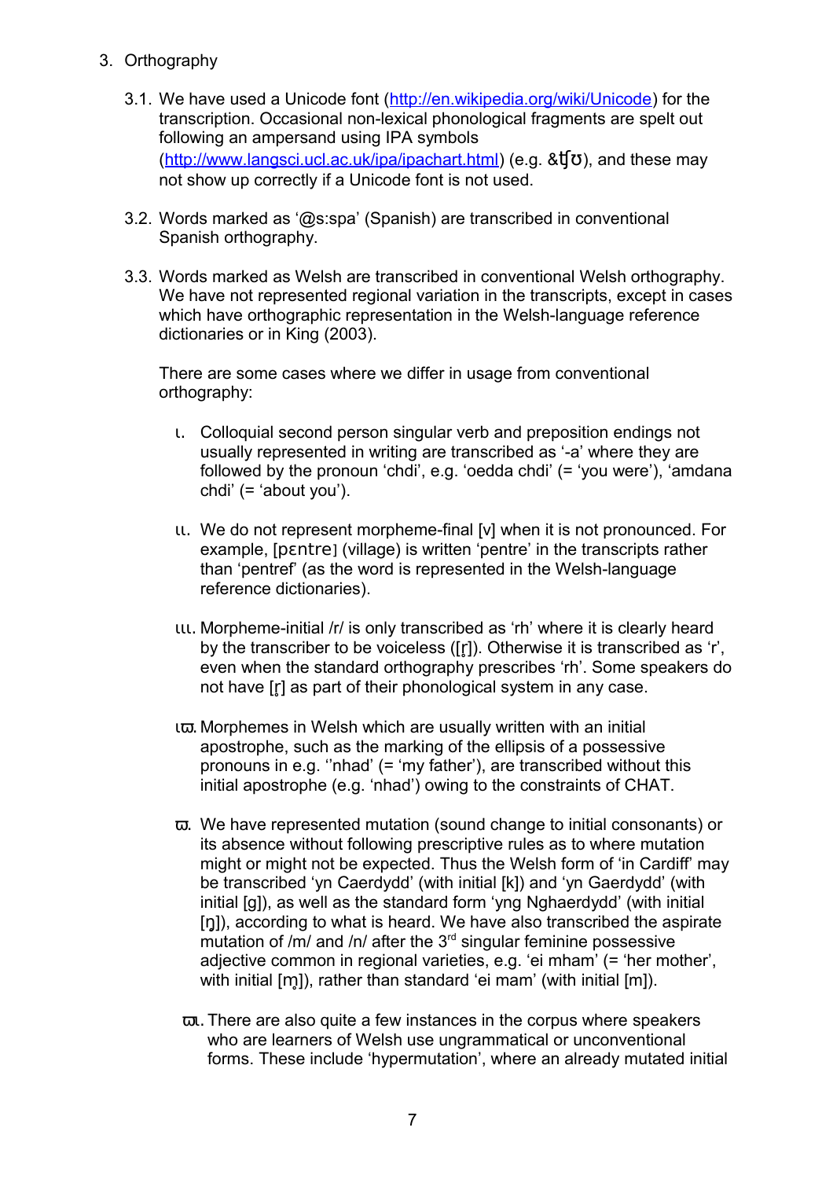3. Orthography

3.1. We have used a Unicode font (http://en.wikipedia.org/wiki/Unicode) for the transcription. Occasional non-lexical phonological fragments are spelt out following an ampersand using IPA symbols (http://www.langsci.ucl.ac.uk/ipa/ipachart.html) (e.g. &ʧʊ), and these may not show up correctly if a Unicode font is not used.

3.2. Words marked as '@s:spa' (Spanish) are transcribed in conventional Spanish orthography.

3.3. Words marked as Welsh are transcribed in conventional Welsh orthography. We have not represented regional variation in the transcripts, except in cases which have orthographic representation in the Welsh-language reference dictionaries or in King (2003).

There are some cases where we differ in usage from conventional orthography:

ι. Colloquial second person singular verb and preposition endings not usually represented in writing are transcribed as '-a' where they are followed by the pronoun 'chdi', e.g. 'oedda chdi' (= 'you were'), 'amdana chdi' (= 'about you').

ιι. We do not represent morpheme-final [v] when it is not pronounced. For example, [pɛntre] (village) is written 'pentre' in the transcripts rather than 'pentref' (as the word is represented in the Welsh-language reference dictionaries).

ιιι. Morpheme-initial /r/ is only transcribed as 'rh' where it is clearly heard by the transcriber to be voiceless ([r̥]). Otherwise it is transcribed as 'r', even when the standard orthography prescribes 'rh'. Some speakers do not have [r̥] as part of their phonological system in any case.

ιϖ. Morphemes in Welsh which are usually written with an initial apostrophe, such as the marking of the ellipsis of a possessive pronouns in e.g. ''nhad' (= 'my father'), are transcribed without this initial apostrophe (e.g. 'nhad') owing to the constraints of CHAT.

ϖ. We have represented mutation (sound change to initial consonants) or its absence without following prescriptive rules as to where mutation might or might not be expected. Thus the Welsh form of 'in Cardiff' may be transcribed 'yn Caerdydd' (with initial [k]) and 'yn Gaerdydd' (with initial [g]), as well as the standard form 'yng Nghaerdydd' (with initial [ŋ]), according to what is heard. We have also transcribed the aspirate mutation of /m/ and /n/ after the 3rd singular feminine possessive adjective common in regional varieties, e.g. 'ei mham' (= 'her mother', with initial [m̥]), rather than standard 'ei mam' (with initial [m]).

ϖι. There are also quite a few instances in the corpus where speakers who are learners of Welsh use ungrammatical or unconventional forms. These include 'hypermutation', where an already mutated initial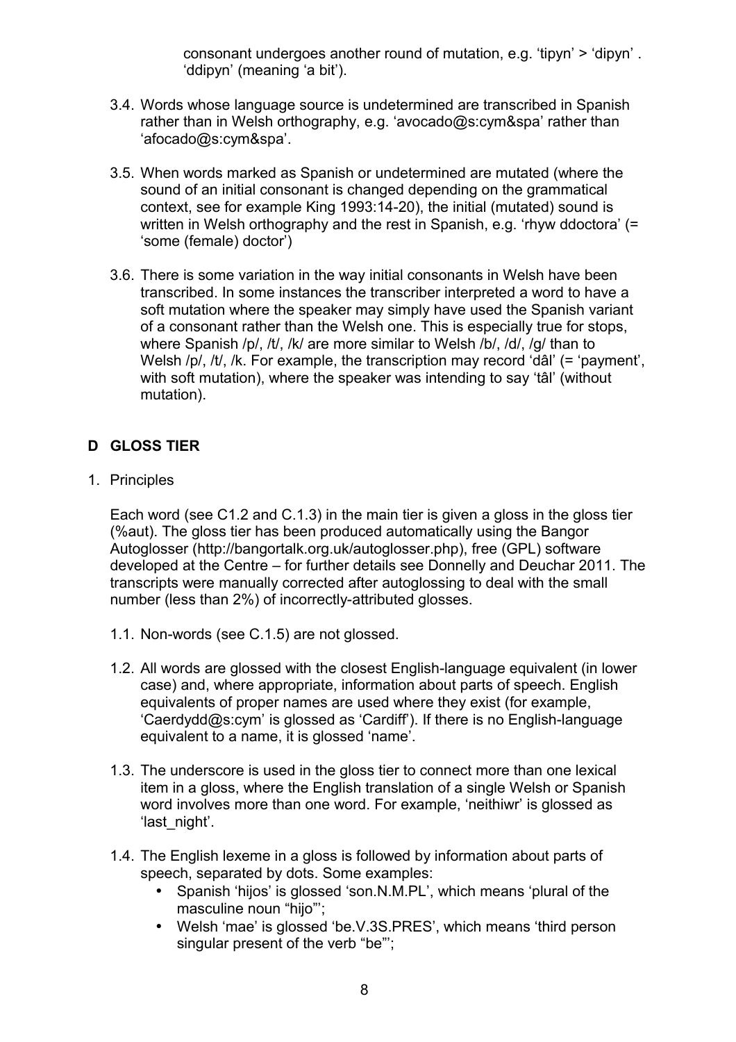consonant undergoes another round of mutation, e.g. 'tipyn' > 'dipyn' . 'ddipyn' (meaning 'a bit').

3.4. Words whose language source is undetermined are transcribed in Spanish rather than in Welsh orthography, e.g. 'avocado@s:cym&spa' rather than 'afocado@s:cym&spa'.

3.5. When words marked as Spanish or undetermined are mutated (where the sound of an initial consonant is changed depending on the grammatical context, see for example King 1993:14-20), the initial (mutated) sound is written in Welsh orthography and the rest in Spanish, e.g. 'rhyw ddoctora' (= 'some (female) doctor')

3.6. There is some variation in the way initial consonants in Welsh have been transcribed. In some instances the transcriber interpreted a word to have a soft mutation where the speaker may simply have used the Spanish variant of a consonant rather than the Welsh one. This is especially true for stops, where Spanish /p/, /t/, /k/ are more similar to Welsh /b/, /d/, /g/ than to Welsh /p/, /t/, /k. For example, the transcription may record 'dâl' (= 'payment', with soft mutation), where the speaker was intending to say 'tâl' (without mutation).

## D GLOSS TIER

1. Principles

Each word (see C1.2 and C.1.3) in the main tier is given a gloss in the gloss tier (%aut). The gloss tier has been produced automatically using the Bangor Autoglosser (http://bangortalk.org.uk/autoglosser.php), free (GPL) software developed at the Centre – for further details see Donnelly and Deuchar 2011. The transcripts were manually corrected after autoglossing to deal with the small number (less than 2%) of incorrectly-attributed glosses.

1.1. Non-words (see C.1.5) are not glossed.

1.2. All words are glossed with the closest English-language equivalent (in lower case) and, where appropriate, information about parts of speech. English equivalents of proper names are used where they exist (for example, 'Caerdydd@s:cym' is glossed as 'Cardiff'). If there is no English-language equivalent to a name, it is glossed 'name'.

1.3. The underscore is used in the gloss tier to connect more than one lexical item in a gloss, where the English translation of a single Welsh or Spanish word involves more than one word. For example, 'neithiwr' is glossed as 'last_night'.

1.4. The English lexeme in a gloss is followed by information about parts of speech, separated by dots. Some examples:

- Spanish 'hijos' is glossed 'son.N.M.PL', which means 'plural of the masculine noun "hijo"';
- Welsh 'mae' is glossed 'be.V.3S.PRES', which means 'third person singular present of the verb "be"';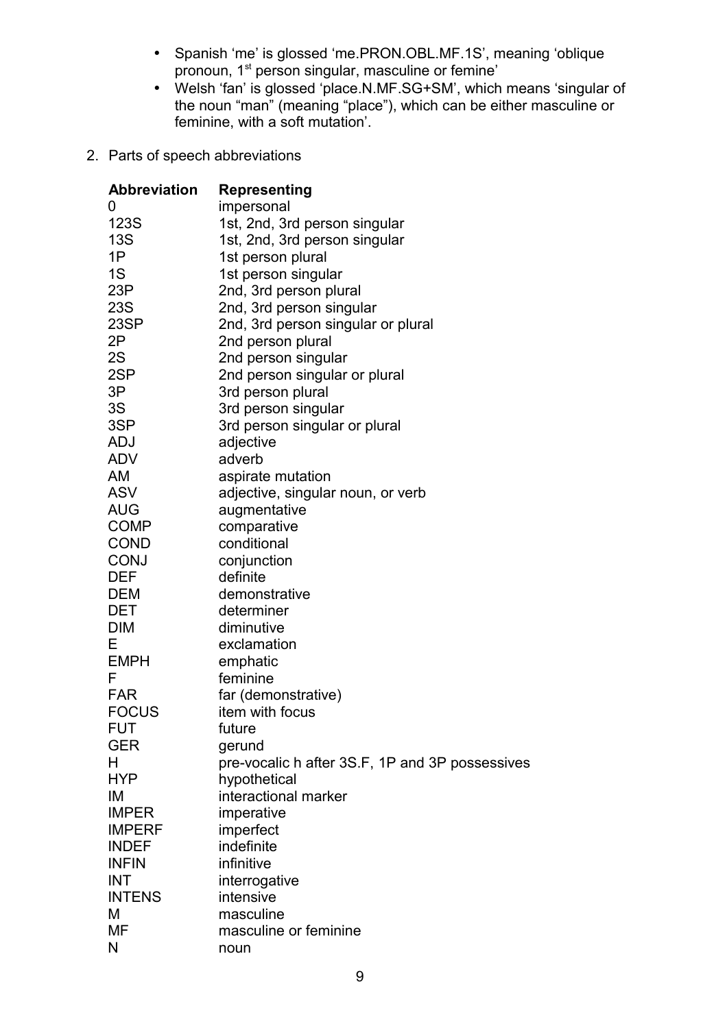- Spanish 'me' is glossed 'me.PRON.OBL.MF.1S', meaning 'oblique pronoun, 1[st] person singular, masculine or femine'
- Welsh 'fan' is glossed 'place.N.MF.SG+SM', which means 'singular of the noun "man" (meaning "place"), which can be either masculine or feminine, with a soft mutation'.

2. Parts of speech abbreviations

| Abbreviation | Representing |
|---|---|
| 0 | impersonal |
| 123S | 1st, 2nd, 3rd person singular |
| 13S | 1st, 2nd, 3rd person singular |
| 1P | 1st person plural |
| 1S | 1st person singular |
| 23P | 2nd, 3rd person plural |
| 23S | 2nd, 3rd person singular |
| 23SP | 2nd, 3rd person singular or plural |
| 2P | 2nd person plural |
| 2S | 2nd person singular |
| 2SP | 2nd person singular or plural |
| 3P | 3rd person plural |
| 3S | 3rd person singular |
| 3SP | 3rd person singular or plural |
| ADJ | adjective |
| ADV | adverb |
| AM | aspirate mutation |
| ASV | adjective, singular noun, or verb |
| AUG | augmentative |
| COMP | comparative |
| COND | conditional |
| CONJ | conjunction |
| DEF | definite |
| DEM | demonstrative |
| DET | determiner |
| DIM | diminutive |
| E | exclamation |
| EMPH | emphatic |
| F | feminine |
| FAR | far (demonstrative) |
| FOCUS | item with focus |
| FUT | future |
| GER | gerund |
| H | pre-vocalic h after 3S.F, 1P and 3P possessives |
| HYP | hypothetical |
| IM | interactional marker |
| IMPER | imperative |
| IMPERF | imperfect |
| INDEF | indefinite |
| INFIN | infinitive |
| INT | interrogative |
| INTENS | intensive |
| M | masculine |
| MF | masculine or feminine |
| N | noun |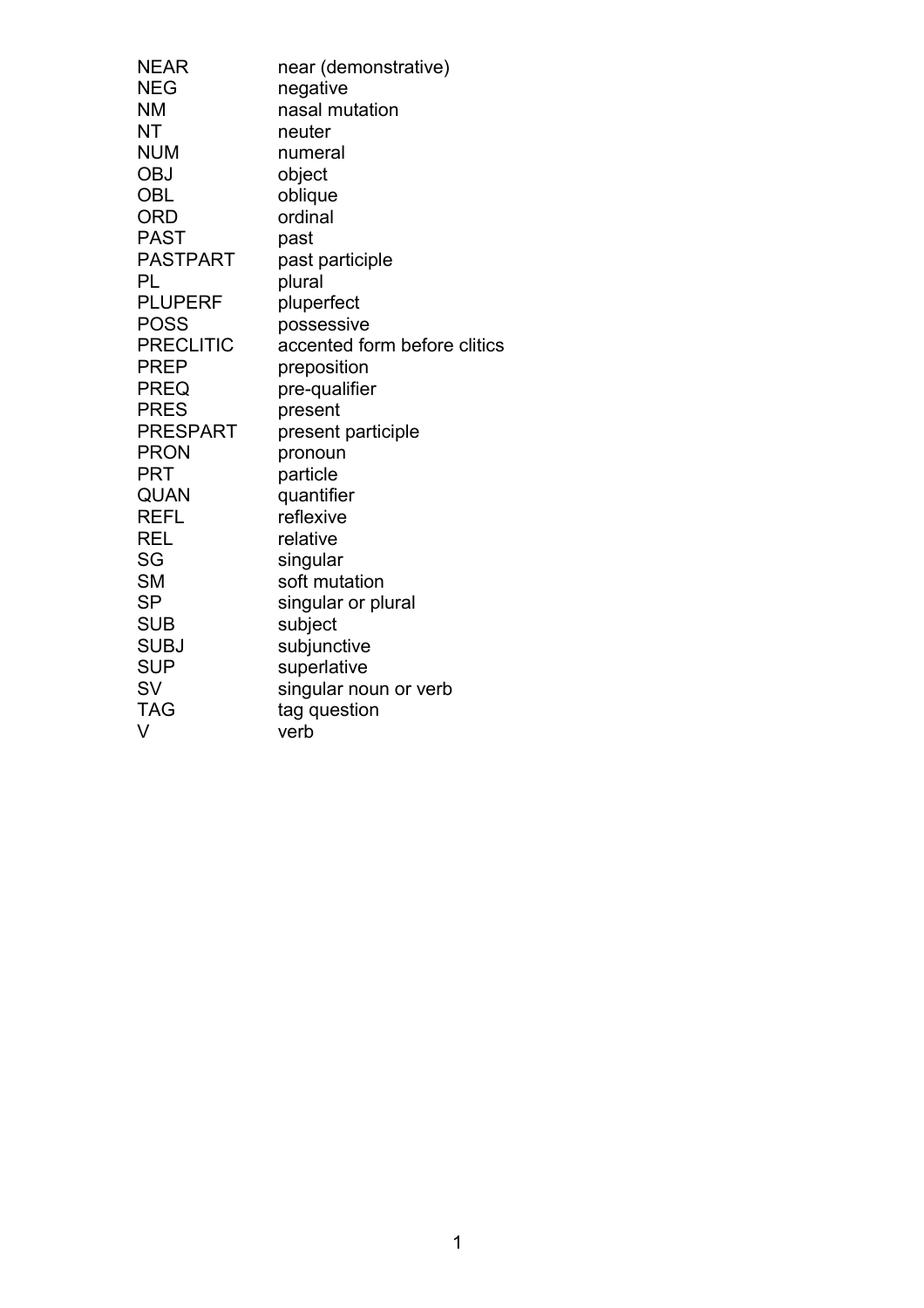| | |
|---|---|
| NEAR | near (demonstrative) |
| NEG | negative |
| NM | nasal mutation |
| NT | neuter |
| NUM | numeral |
| OBJ | object |
| OBL | oblique |
| ORD | ordinal |
| PAST | past |
| PASTPART | past participle |
| PL | plural |
| PLUPERF | pluperfect |
| POSS | possessive |
| PRECLITIC | accented form before clitics |
| PREP | preposition |
| PREQ | pre-qualifier |
| PRES | present |
| PRESPART | present participle |
| PRON | pronoun |
| PRT | particle |
| QUAN | quantifier |
| REFL | reflexive |
| REL | relative |
| SG | singular |
| SM | soft mutation |
| SP | singular or plural |
| SUB | subject |
| SUBJ | subjunctive |
| SUP | superlative |
| SV | singular noun or verb |
| TAG | tag question |
| V | verb |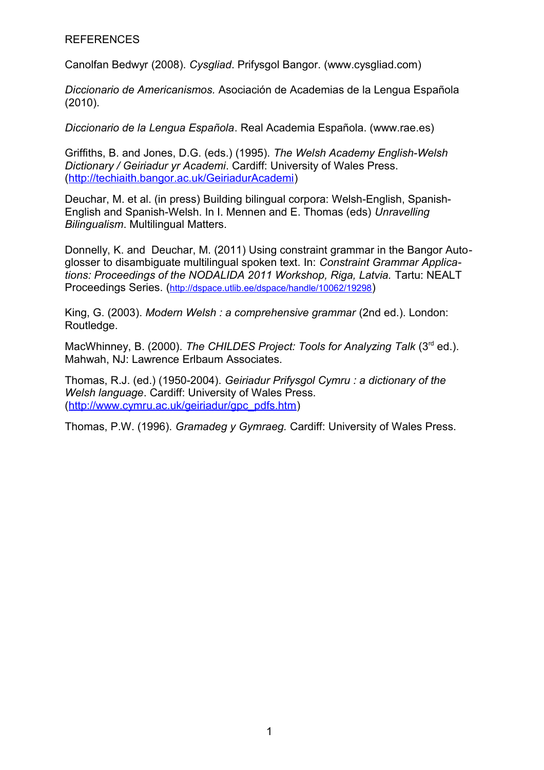# REFERENCES

Canolfan Bedwyr (2008). *Cysgliad*. Prifysgol Bangor. (www.cysgliad.com)

*Diccionario de Americanismos*. Asociación de Academias de la Lengua Española (2010).

*Diccionario de la Lengua Española*. Real Academia Española. (www.rae.es)

Griffiths, B. and Jones, D.G. (eds.) (1995). *The Welsh Academy English-Welsh Dictionary / Geiriadur yr Academi*. Cardiff: University of Wales Press. (http://techiaith.bangor.ac.uk/GeiriadurAcademi)

Deuchar, M. et al. (in press) Building bilingual corpora: Welsh-English, Spanish-English and Spanish-Welsh. In I. Mennen and E. Thomas (eds) *Unravelling Bilingualism*. Multilingual Matters.

Donnelly, K. and Deuchar, M. (2011) Using constraint grammar in the Bangor Autoglosser to disambiguate multilingual spoken text. In: *Constraint Grammar Applications: Proceedings of the NODALIDA 2011 Workshop, Riga, Latvia.* Tartu: NEALT Proceedings Series. (http://dspace.utlib.ee/dspace/handle/10062/19298)

King, G. (2003). *Modern Welsh : a comprehensive grammar* (2nd ed.). London: Routledge.

MacWhinney, B. (2000). *The CHILDES Project: Tools for Analyzing Talk* (3rd ed.). Mahwah, NJ: Lawrence Erlbaum Associates.

Thomas, R.J. (ed.) (1950-2004). *Geiriadur Prifysgol Cymru : a dictionary of the Welsh language*. Cardiff: University of Wales Press. (http://www.cymru.ac.uk/geiriadur/gpc_pdfs.htm)

Thomas, P.W. (1996). *Gramadeg y Gymraeg.* Cardiff: University of Wales Press.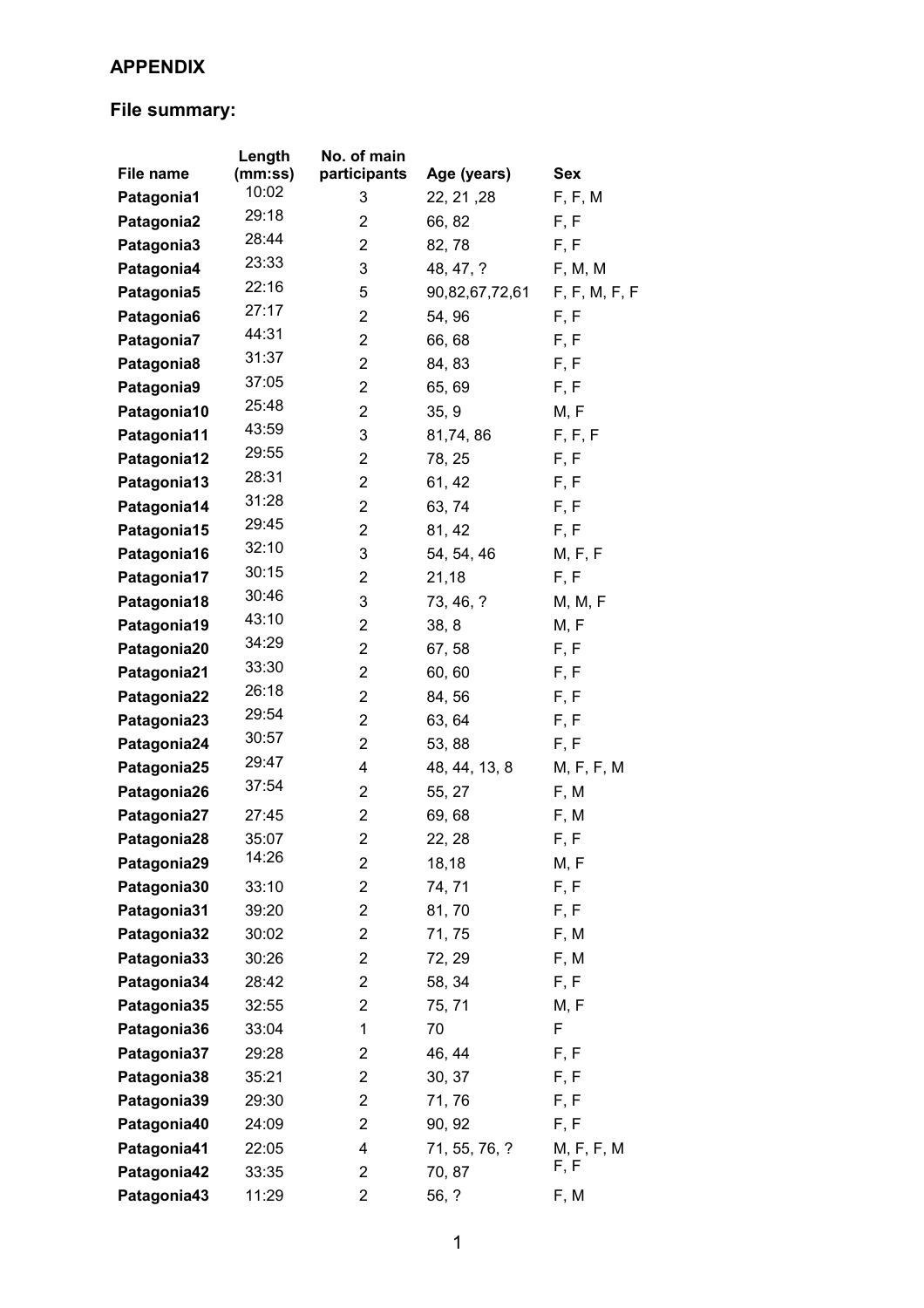## APPENDIX

### File summary:

| File name | Length (mm:ss) | No. of main participants | Age (years) | Sex |
|---|---|---|---|---|
| Patagonia1 | 10:02 | 3 | 22, 21 ,28 | F, F, M |
| Patagonia2 | 29:18 | 2 | 66, 82 | F, F |
| Patagonia3 | 28:44 | 2 | 82, 78 | F, F |
| Patagonia4 | 23:33 | 3 | 48, 47, ? | F, M, M |
| Patagonia5 | 22:16 | 5 | 90,82,67,72,61 | F, F, M, F, F |
| Patagonia6 | 27:17 | 2 | 54, 96 | F, F |
| Patagonia7 | 44:31 | 2 | 66, 68 | F, F |
| Patagonia8 | 31:37 | 2 | 84, 83 | F, F |
| Patagonia9 | 37:05 | 2 | 65, 69 | F, F |
| Patagonia10 | 25:48 | 2 | 35, 9 | M, F |
| Patagonia11 | 43:59 | 3 | 81,74, 86 | F, F, F |
| Patagonia12 | 29:55 | 2 | 78, 25 | F, F |
| Patagonia13 | 28:31 | 2 | 61, 42 | F, F |
| Patagonia14 | 31:28 | 2 | 63, 74 | F, F |
| Patagonia15 | 29:45 | 2 | 81, 42 | F, F |
| Patagonia16 | 32:10 | 3 | 54, 54, 46 | M, F, F |
| Patagonia17 | 30:15 | 2 | 21,18 | F, F |
| Patagonia18 | 30:46 | 3 | 73, 46, ? | M, M, F |
| Patagonia19 | 43:10 | 2 | 38, 8 | M, F |
| Patagonia20 | 34:29 | 2 | 67, 58 | F, F |
| Patagonia21 | 33:30 | 2 | 60, 60 | F, F |
| Patagonia22 | 26:18 | 2 | 84, 56 | F, F |
| Patagonia23 | 29:54 | 2 | 63, 64 | F, F |
| Patagonia24 | 30:57 | 2 | 53, 88 | F, F |
| Patagonia25 | 29:47 | 4 | 48, 44, 13, 8 | M, F, F, M |
| Patagonia26 | 37:54 | 2 | 55, 27 | F, M |
| Patagonia27 | 27:45 | 2 | 69, 68 | F, M |
| Patagonia28 | 35:07 | 2 | 22, 28 | F, F |
| Patagonia29 | 14:26 | 2 | 18,18 | M, F |
| Patagonia30 | 33:10 | 2 | 74, 71 | F, F |
| Patagonia31 | 39:20 | 2 | 81, 70 | F, F |
| Patagonia32 | 30:02 | 2 | 71, 75 | F, M |
| Patagonia33 | 30:26 | 2 | 72, 29 | F, M |
| Patagonia34 | 28:42 | 2 | 58, 34 | F, F |
| Patagonia35 | 32:55 | 2 | 75, 71 | M, F |
| Patagonia36 | 33:04 | 1 | 70 | F |
| Patagonia37 | 29:28 | 2 | 46, 44 | F, F |
| Patagonia38 | 35:21 | 2 | 30, 37 | F, F |
| Patagonia39 | 29:30 | 2 | 71, 76 | F, F |
| Patagonia40 | 24:09 | 2 | 90, 92 | F, F |
| Patagonia41 | 22:05 | 4 | 71, 55, 76, ? | M, F, F, M |
| Patagonia42 | 33:35 | 2 | 70, 87 | F, F |
| Patagonia43 | 11:29 | 2 | 56, ? | F, M |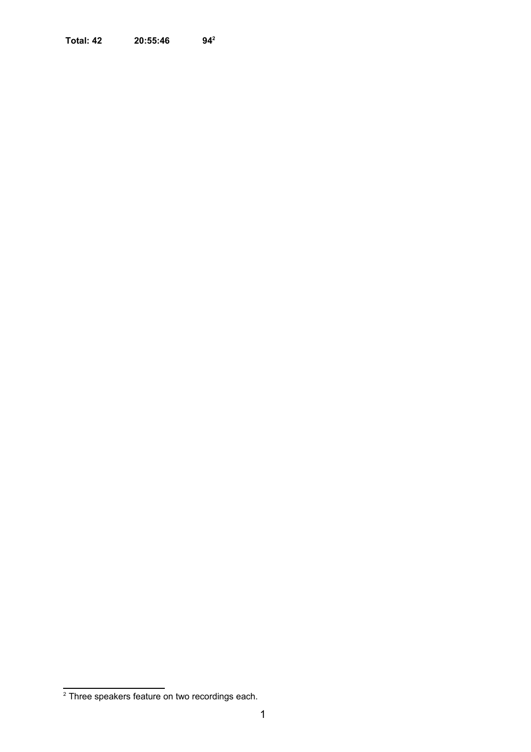| | | |
|---|---|---|
| **Total: 42** | **20:55:46** | **94**[2] |

[2] Three speakers feature on two recordings each.